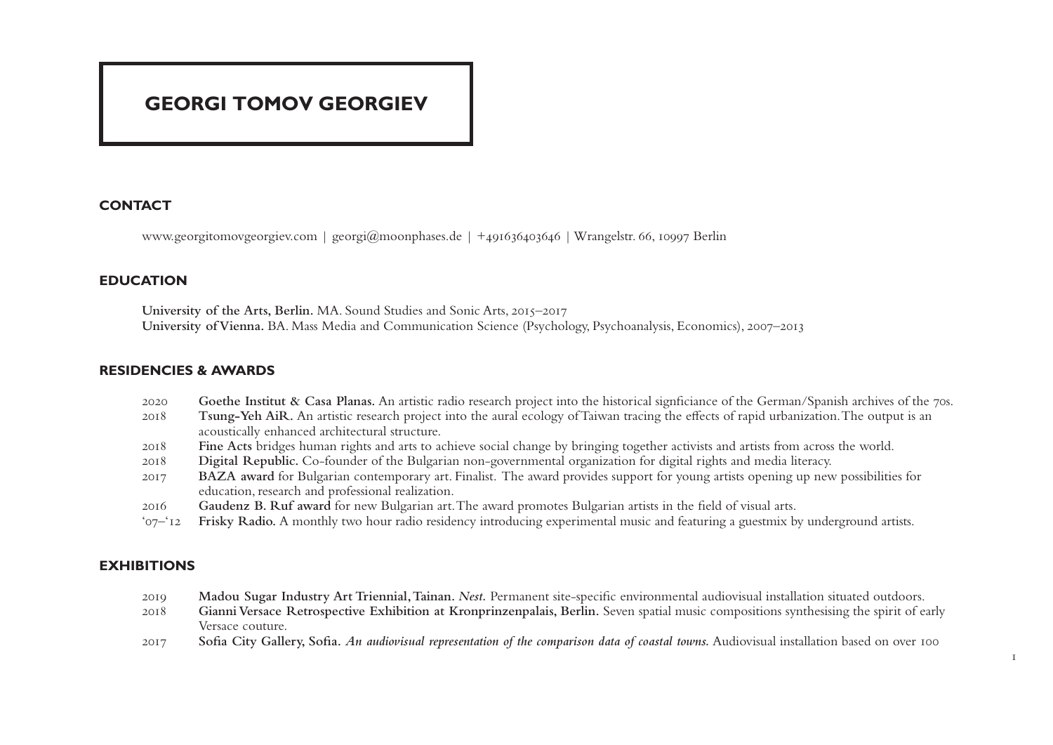# GEORGI TOMOV GEORGIEV

## CONTACT

www.georgitomovgeorgiev.com | georgi@moonphases.de | +491636403646 | Wrangelstr. 66, 10997 Berlin

## EDUCATION

**University of the Arts, Berlin.** MA. Sound Studies and Sonic Arts, 2015–2017
**University of Vienna.** BA. Mass Media and Communication Science (Psychology, Psychoanalysis, Economics), 2007–2013

## RESIDENCIES & AWARDS

2020 **Goethe Institut & Casa Planas.** An artistic radio research project into the historical signficiance of the German/Spanish archives of the 70s.
2018 **Tsung-Yeh AiR.** An artistic research project into the aural ecology of Taiwan tracing the effects of rapid urbanization. The output is an acoustically enhanced architectural structure.
2018 **Fine Acts** bridges human rights and arts to achieve social change by bringing together activists and artists from across the world.
2018 **Digital Republic.** Co-founder of the Bulgarian non-governmental organization for digital rights and media literacy.
2017 **BAZA award** for Bulgarian contemporary art. Finalist. The award provides support for young artists opening up new possibilities for education, research and professional realization.
2016 **Gaudenz B. Ruf award** for new Bulgarian art. The award promotes Bulgarian artists in the field of visual arts.
'07–'12 **Frisky Radio.** A monthly two hour radio residency introducing experimental music and featuring a guestmix by underground artists.

## EXHIBITIONS

2019 **Madou Sugar Industry Art Triennial, Tainan.** *Nest.* Permanent site-specific environmental audiovisual installation situated outdoors.
2018 **Gianni Versace Retrospective Exhibition at Kronprinzenpalais, Berlin.** Seven spatial music compositions synthesising the spirit of early Versace couture.
2017 **Sofia City Gallery, Sofia.** *An audiovisual representation of the comparison data of coastal towns.* Audiovisual installation based on over 100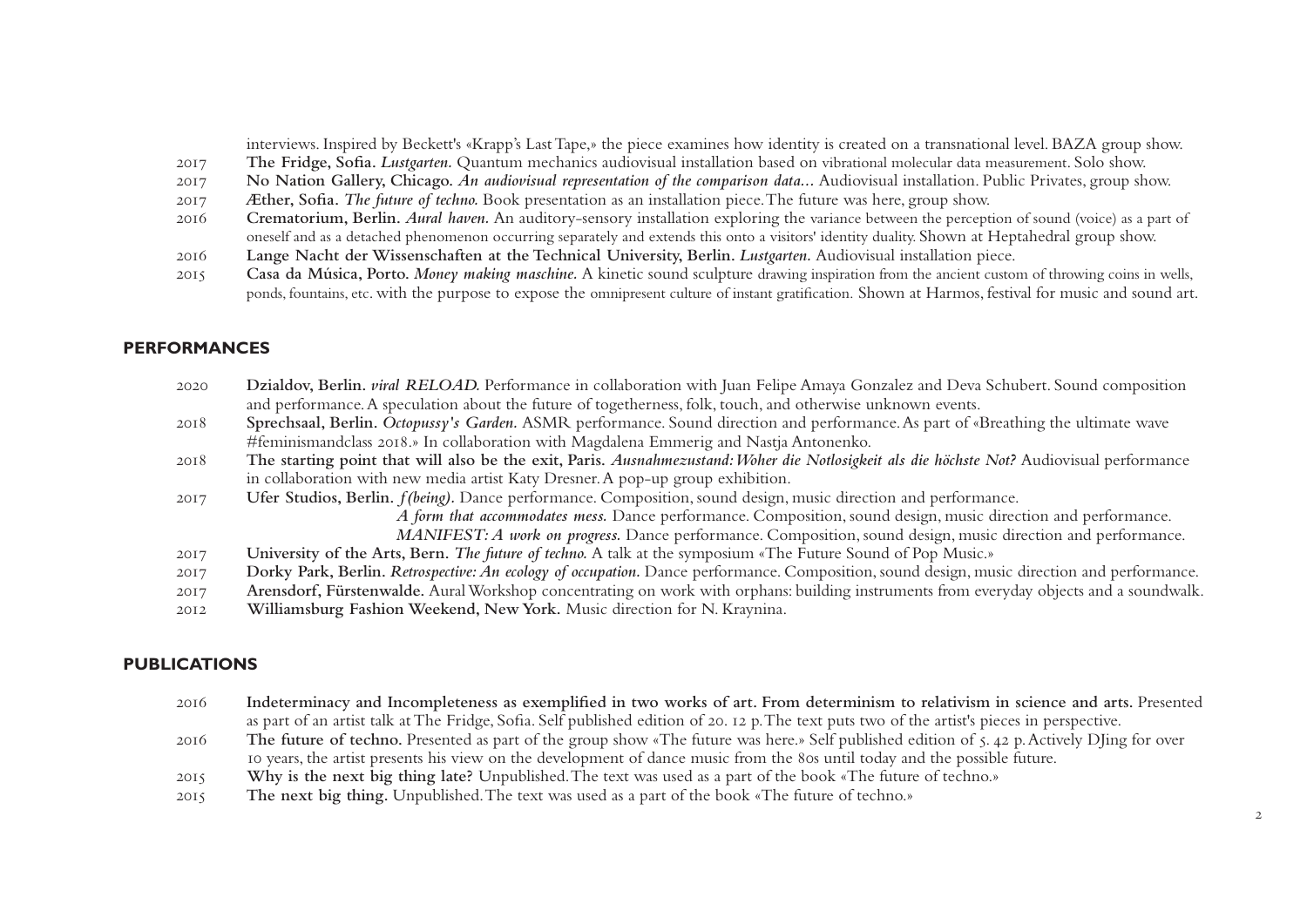interviews. Inspired by Beckett's «Krapp's Last Tape,» the piece examines how identity is created on a transnational level. BAZA group show.

2017 **The Fridge, Sofia.** ***Lustgarten.*** Quantum mechanics audiovisual installation based on vibrational molecular data measurement. Solo show.

2017 **No Nation Gallery, Chicago.** ***An audiovisual representation of the comparison data...*** Audiovisual installation. Public Privates, group show.

2017 **Æther, Sofia.** ***The future of techno.*** Book presentation as an installation piece. The future was here, group show.

2016 **Crematorium, Berlin.** ***Aural haven.*** An auditory-sensory installation exploring the variance between the perception of sound (voice) as a part of oneself and as a detached phenomenon occurring separately and extends this onto a visitors' identity duality. Shown at Heptahedral group show.

2016 **Lange Nacht der Wissenschaften at the Technical University, Berlin.** ***Lustgarten.*** Audiovisual installation piece.

2015 **Casa da Música, Porto.** ***Money making maschine.*** A kinetic sound sculpture drawing inspiration from the ancient custom of throwing coins in wells, ponds, fountains, etc. with the purpose to expose the omnipresent culture of instant gratification. Shown at Harmos, festival for music and sound art.

## PERFORMANCES

2020 **Dzialdov, Berlin.** ***viral RELOAD.*** Performance in collaboration with Juan Felipe Amaya Gonzalez and Deva Schubert. Sound composition and performance. A speculation about the future of togetherness, folk, touch, and otherwise unknown events.

2018 **Sprechsaal, Berlin.** ***Octopussy's Garden.*** ASMR performance. Sound direction and performance. As part of «Breathing the ultimate wave #feminismandclass 2018.» In collaboration with Magdalena Emmerig and Nastja Antonenko.

2018 **The starting point that will also be the exit, Paris.** ***Ausnahmezustand: Woher die Notlosigkeit als die höchste Not?*** Audiovisual performance in collaboration with new media artist Katy Dresner. A pop-up group exhibition.

2017 **Ufer Studios, Berlin.** ***f(being).*** Dance performance. Composition, sound design, music direction and performance.
***A form that accommodates mess.*** Dance performance. Composition, sound design, music direction and performance.
***MANIFEST: A work on progress.*** Dance performance. Composition, sound design, music direction and performance.

2017 **University of the Arts, Bern.** ***The future of techno.*** A talk at the symposium «The Future Sound of Pop Music.»

2017 **Dorky Park, Berlin.** ***Retrospective: An ecology of occupation.*** Dance performance. Composition, sound design, music direction and performance.

2017 **Arensdorf, Fürstenwalde.** Aural Workshop concentrating on work with orphans: building instruments from everyday objects and a soundwalk.

2012 **Williamsburg Fashion Weekend, New York.** Music direction for N. Kraynina.

## PUBLICATIONS

2016 **Indeterminacy and Incompleteness as exemplified in two works of art. From determinism to relativism in science and arts.** Presented as part of an artist talk at The Fridge, Sofia. Self published edition of 20. 12 p. The text puts two of the artist's pieces in perspective.

2016 **The future of techno.** Presented as part of the group show «The future was here.» Self published edition of 5. 42 p. Actively DJing for over 10 years, the artist presents his view on the development of dance music from the 80s until today and the possible future.

2015 **Why is the next big thing late?** Unpublished. The text was used as a part of the book «The future of techno.»

2015 **The next big thing.** Unpublished. The text was used as a part of the book «The future of techno.»